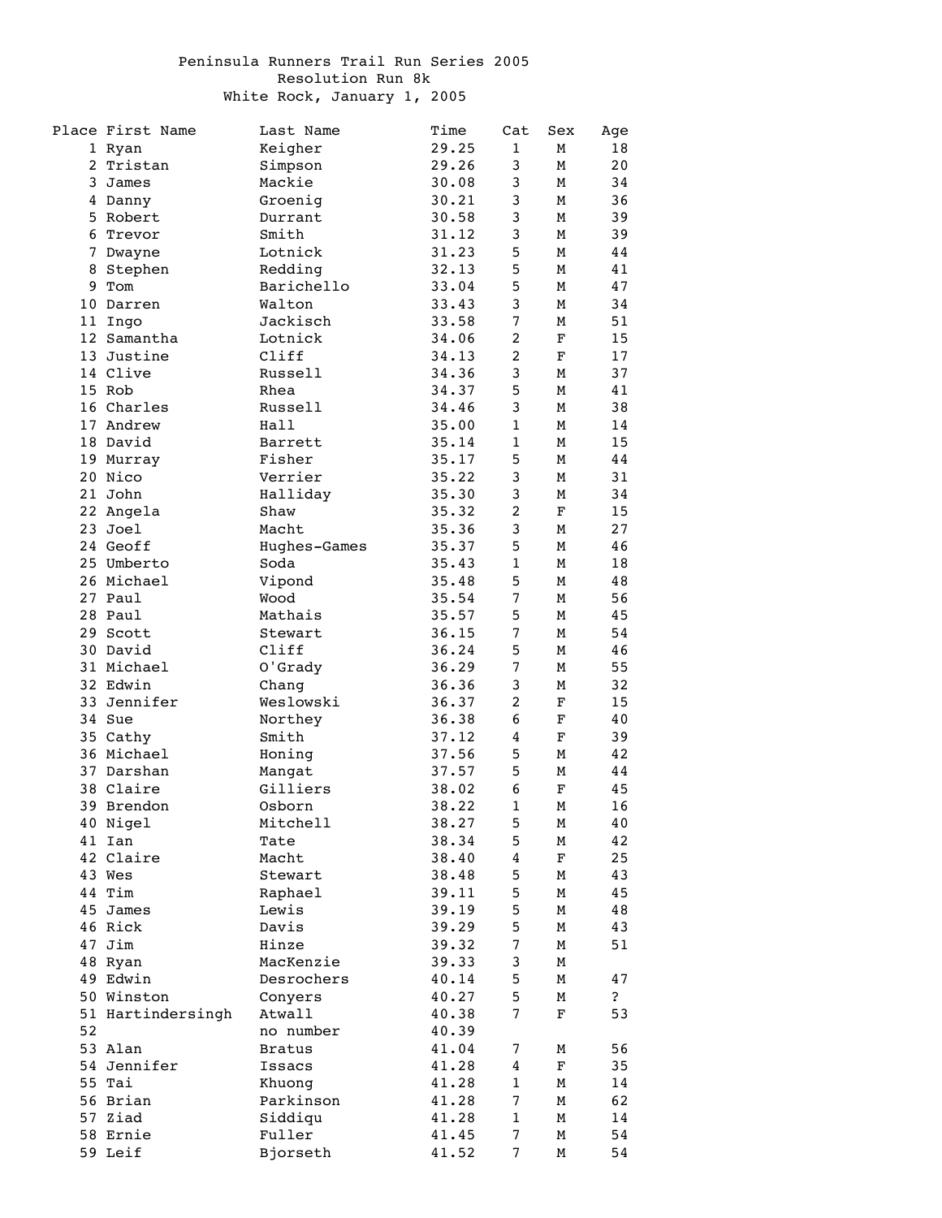# Peninsula Runners Trail Run Series 2005

## Resolution Run 8k

### White Rock, January 1, 2005

| Place | First Name | Last Name | Time | Cat | Sex | Age |
|---|---|---|---|---|---|---|
| 1 | Ryan | Keigher | 29.25 | 1 | M | 18 |
| 2 | Tristan | Simpson | 29.26 | 3 | M | 20 |
| 3 | James | Mackie | 30.08 | 3 | M | 34 |
| 4 | Danny | Groenig | 30.21 | 3 | M | 36 |
| 5 | Robert | Durrant | 30.58 | 3 | M | 39 |
| 6 | Trevor | Smith | 31.12 | 3 | M | 39 |
| 7 | Dwayne | Lotnick | 31.23 | 5 | M | 44 |
| 8 | Stephen | Redding | 32.13 | 5 | M | 41 |
| 9 | Tom | Barichello | 33.04 | 5 | M | 47 |
| 10 | Darren | Walton | 33.43 | 3 | M | 34 |
| 11 | Ingo | Jackisch | 33.58 | 7 | M | 51 |
| 12 | Samantha | Lotnick | 34.06 | 2 | F | 15 |
| 13 | Justine | Cliff | 34.13 | 2 | F | 17 |
| 14 | Clive | Russell | 34.36 | 3 | M | 37 |
| 15 | Rob | Rhea | 34.37 | 5 | M | 41 |
| 16 | Charles | Russell | 34.46 | 3 | M | 38 |
| 17 | Andrew | Hall | 35.00 | 1 | M | 14 |
| 18 | David | Barrett | 35.14 | 1 | M | 15 |
| 19 | Murray | Fisher | 35.17 | 5 | M | 44 |
| 20 | Nico | Verrier | 35.22 | 3 | M | 31 |
| 21 | John | Halliday | 35.30 | 3 | M | 34 |
| 22 | Angela | Shaw | 35.32 | 2 | F | 15 |
| 23 | Joel | Macht | 35.36 | 3 | M | 27 |
| 24 | Geoff | Hughes-Games | 35.37 | 5 | M | 46 |
| 25 | Umberto | Soda | 35.43 | 1 | M | 18 |
| 26 | Michael | Vipond | 35.48 | 5 | M | 48 |
| 27 | Paul | Wood | 35.54 | 7 | M | 56 |
| 28 | Paul | Mathais | 35.57 | 5 | M | 45 |
| 29 | Scott | Stewart | 36.15 | 7 | M | 54 |
| 30 | David | Cliff | 36.24 | 5 | M | 46 |
| 31 | Michael | O'Grady | 36.29 | 7 | M | 55 |
| 32 | Edwin | Chang | 36.36 | 3 | M | 32 |
| 33 | Jennifer | Weslowski | 36.37 | 2 | F | 15 |
| 34 | Sue | Northey | 36.38 | 6 | F | 40 |
| 35 | Cathy | Smith | 37.12 | 4 | F | 39 |
| 36 | Michael | Honing | 37.56 | 5 | M | 42 |
| 37 | Darshan | Mangat | 37.57 | 5 | M | 44 |
| 38 | Claire | Gilliers | 38.02 | 6 | F | 45 |
| 39 | Brendon | Osborn | 38.22 | 1 | M | 16 |
| 40 | Nigel | Mitchell | 38.27 | 5 | M | 40 |
| 41 | Ian | Tate | 38.34 | 5 | M | 42 |
| 42 | Claire | Macht | 38.40 | 4 | F | 25 |
| 43 | Wes | Stewart | 38.48 | 5 | M | 43 |
| 44 | Tim | Raphael | 39.11 | 5 | M | 45 |
| 45 | James | Lewis | 39.19 | 5 | M | 48 |
| 46 | Rick | Davis | 39.29 | 5 | M | 43 |
| 47 | Jim | Hinze | 39.32 | 7 | M | 51 |
| 48 | Ryan | MacKenzie | 39.33 | 3 | M | |
| 49 | Edwin | Desrochers | 40.14 | 5 | M | 47 |
| 50 | Winston | Conyers | 40.27 | 5 | M | ? |
| 51 | Hartindersingh | Atwall | 40.38 | 7 | F | 53 |
| 52 | | no number | 40.39 | | | |
| 53 | Alan | Bratus | 41.04 | 7 | M | 56 |
| 54 | Jennifer | Issacs | 41.28 | 4 | F | 35 |
| 55 | Tai | Khuong | 41.28 | 1 | M | 14 |
| 56 | Brian | Parkinson | 41.28 | 7 | M | 62 |
| 57 | Ziad | Siddiqu | 41.28 | 1 | M | 14 |
| 58 | Ernie | Fuller | 41.45 | 7 | M | 54 |
| 59 | Leif | Bjorseth | 41.52 | 7 | M | 54 |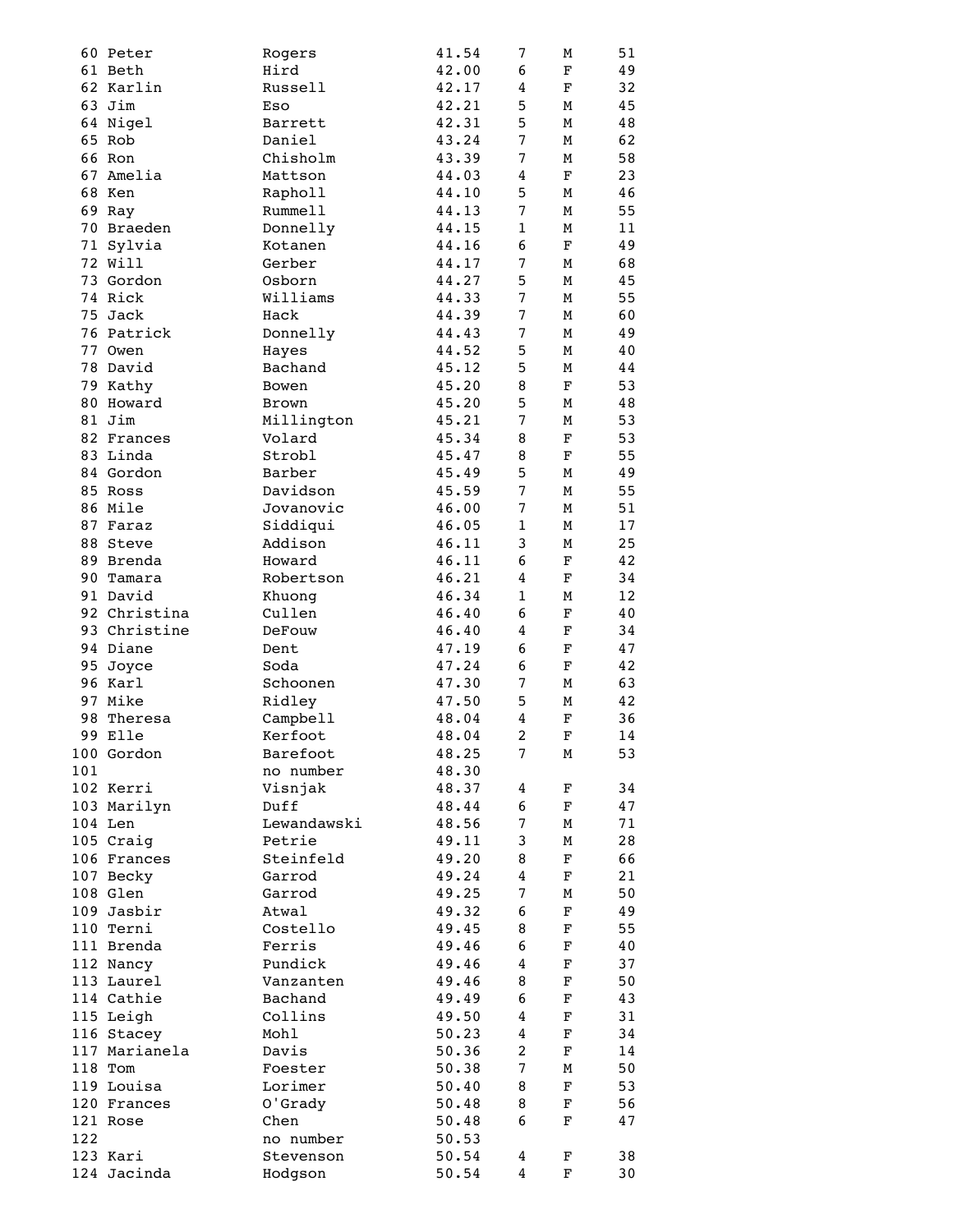| | | | | | | |
|---|---|---|---|---|---|---|
| 60 | Peter | Rogers | 41.54 | 7 | M | 51 |
| 61 | Beth | Hird | 42.00 | 6 | F | 49 |
| 62 | Karlin | Russell | 42.17 | 4 | F | 32 |
| 63 | Jim | Eso | 42.21 | 5 | M | 45 |
| 64 | Nigel | Barrett | 42.31 | 5 | M | 48 |
| 65 | Rob | Daniel | 43.24 | 7 | M | 62 |
| 66 | Ron | Chisholm | 43.39 | 7 | M | 58 |
| 67 | Amelia | Mattson | 44.03 | 4 | F | 23 |
| 68 | Ken | Rapholl | 44.10 | 5 | M | 46 |
| 69 | Ray | Rummell | 44.13 | 7 | M | 55 |
| 70 | Braeden | Donnelly | 44.15 | 1 | M | 11 |
| 71 | Sylvia | Kotanen | 44.16 | 6 | F | 49 |
| 72 | Will | Gerber | 44.17 | 7 | M | 68 |
| 73 | Gordon | Osborn | 44.27 | 5 | M | 45 |
| 74 | Rick | Williams | 44.33 | 7 | M | 55 |
| 75 | Jack | Hack | 44.39 | 7 | M | 60 |
| 76 | Patrick | Donnelly | 44.43 | 7 | M | 49 |
| 77 | Owen | Hayes | 44.52 | 5 | M | 40 |
| 78 | David | Bachand | 45.12 | 5 | M | 44 |
| 79 | Kathy | Bowen | 45.20 | 8 | F | 53 |
| 80 | Howard | Brown | 45.20 | 5 | M | 48 |
| 81 | Jim | Millington | 45.21 | 7 | M | 53 |
| 82 | Frances | Volard | 45.34 | 8 | F | 53 |
| 83 | Linda | Strobl | 45.47 | 8 | F | 55 |
| 84 | Gordon | Barber | 45.49 | 5 | M | 49 |
| 85 | Ross | Davidson | 45.59 | 7 | M | 55 |
| 86 | Mile | Jovanovic | 46.00 | 7 | M | 51 |
| 87 | Faraz | Siddiqui | 46.05 | 1 | M | 17 |
| 88 | Steve | Addison | 46.11 | 3 | M | 25 |
| 89 | Brenda | Howard | 46.11 | 6 | F | 42 |
| 90 | Tamara | Robertson | 46.21 | 4 | F | 34 |
| 91 | David | Khuong | 46.34 | 1 | M | 12 |
| 92 | Christina | Cullen | 46.40 | 6 | F | 40 |
| 93 | Christine | DeFouw | 46.40 | 4 | F | 34 |
| 94 | Diane | Dent | 47.19 | 6 | F | 47 |
| 95 | Joyce | Soda | 47.24 | 6 | F | 42 |
| 96 | Karl | Schoonen | 47.30 | 7 | M | 63 |
| 97 | Mike | Ridley | 47.50 | 5 | M | 42 |
| 98 | Theresa | Campbell | 48.04 | 4 | F | 36 |
| 99 | Elle | Kerfoot | 48.04 | 2 | F | 14 |
| 100 | Gordon | Barefoot | 48.25 | 7 | M | 53 |
| 101 | | no number | 48.30 | | | |
| 102 | Kerri | Visnjak | 48.37 | 4 | F | 34 |
| 103 | Marilyn | Duff | 48.44 | 6 | F | 47 |
| 104 | Len | Lewandawski | 48.56 | 7 | M | 71 |
| 105 | Craig | Petrie | 49.11 | 3 | M | 28 |
| 106 | Frances | Steinfeld | 49.20 | 8 | F | 66 |
| 107 | Becky | Garrod | 49.24 | 4 | F | 21 |
| 108 | Glen | Garrod | 49.25 | 7 | M | 50 |
| 109 | Jasbir | Atwal | 49.32 | 6 | F | 49 |
| 110 | Terni | Costello | 49.45 | 8 | F | 55 |
| 111 | Brenda | Ferris | 49.46 | 6 | F | 40 |
| 112 | Nancy | Pundick | 49.46 | 4 | F | 37 |
| 113 | Laurel | Vanzanten | 49.46 | 8 | F | 50 |
| 114 | Cathie | Bachand | 49.49 | 6 | F | 43 |
| 115 | Leigh | Collins | 49.50 | 4 | F | 31 |
| 116 | Stacey | Mohl | 50.23 | 4 | F | 34 |
| 117 | Marianela | Davis | 50.36 | 2 | F | 14 |
| 118 | Tom | Foester | 50.38 | 7 | M | 50 |
| 119 | Louisa | Lorimer | 50.40 | 8 | F | 53 |
| 120 | Frances | O'Grady | 50.48 | 8 | F | 56 |
| 121 | Rose | Chen | 50.48 | 6 | F | 47 |
| 122 | | no number | 50.53 | | | |
| 123 | Kari | Stevenson | 50.54 | 4 | F | 38 |
| 124 | Jacinda | Hodgson | 50.54 | 4 | F | 30 |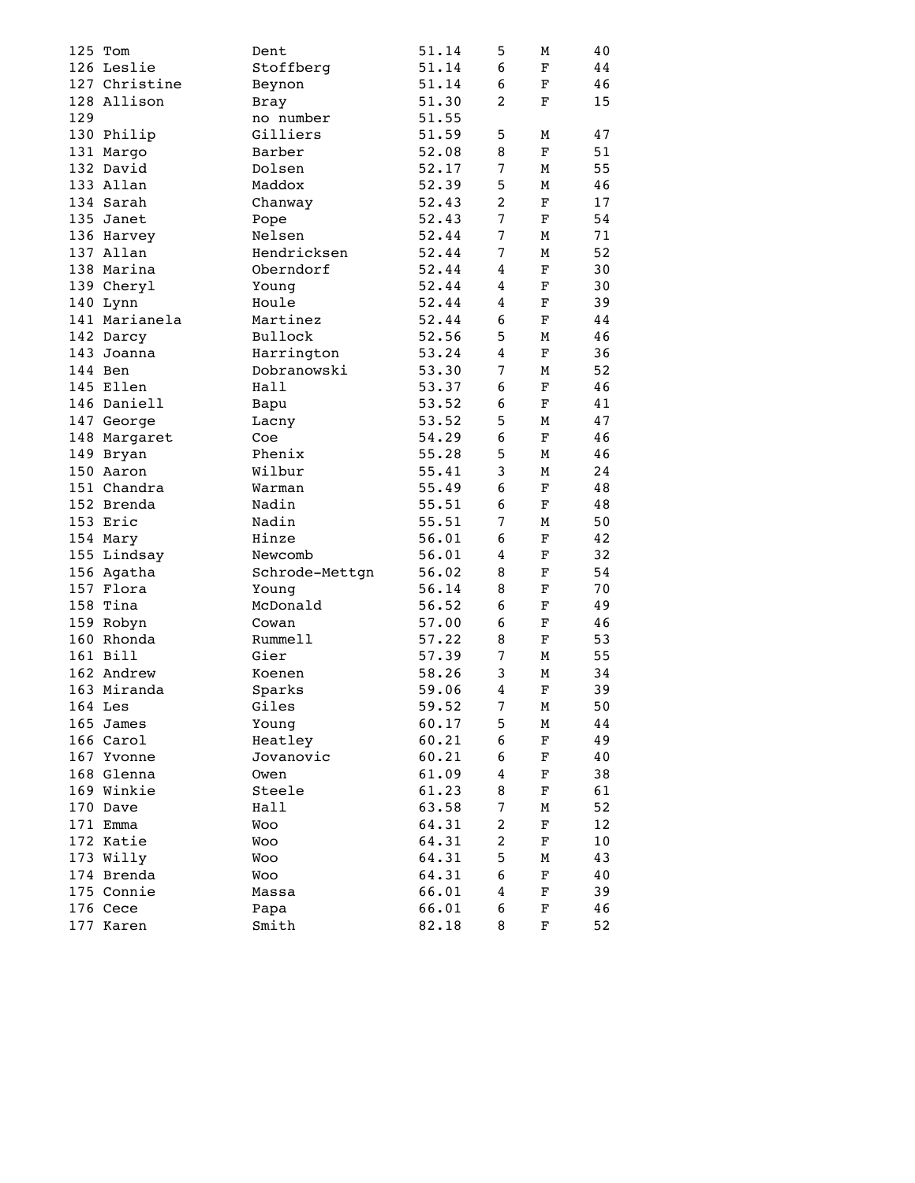| | | | | | | |
|---|---|---|---|---|---|---|
| 125 | Tom | Dent | 51.14 | 5 | M | 40 |
| 126 | Leslie | Stoffberg | 51.14 | 6 | F | 44 |
| 127 | Christine | Beynon | 51.14 | 6 | F | 46 |
| 128 | Allison | Bray | 51.30 | 2 | F | 15 |
| 129 | | no number | 51.55 | | | |
| 130 | Philip | Gilliers | 51.59 | 5 | M | 47 |
| 131 | Margo | Barber | 52.08 | 8 | F | 51 |
| 132 | David | Dolsen | 52.17 | 7 | M | 55 |
| 133 | Allan | Maddox | 52.39 | 5 | M | 46 |
| 134 | Sarah | Chanway | 52.43 | 2 | F | 17 |
| 135 | Janet | Pope | 52.43 | 7 | F | 54 |
| 136 | Harvey | Nelsen | 52.44 | 7 | M | 71 |
| 137 | Allan | Hendricksen | 52.44 | 7 | M | 52 |
| 138 | Marina | Oberndorf | 52.44 | 4 | F | 30 |
| 139 | Cheryl | Young | 52.44 | 4 | F | 30 |
| 140 | Lynn | Houle | 52.44 | 4 | F | 39 |
| 141 | Marianela | Martinez | 52.44 | 6 | F | 44 |
| 142 | Darcy | Bullock | 52.56 | 5 | M | 46 |
| 143 | Joanna | Harrington | 53.24 | 4 | F | 36 |
| 144 | Ben | Dobranowski | 53.30 | 7 | M | 52 |
| 145 | Ellen | Hall | 53.37 | 6 | F | 46 |
| 146 | Daniell | Bapu | 53.52 | 6 | F | 41 |
| 147 | George | Lacny | 53.52 | 5 | M | 47 |
| 148 | Margaret | Coe | 54.29 | 6 | F | 46 |
| 149 | Bryan | Phenix | 55.28 | 5 | M | 46 |
| 150 | Aaron | Wilbur | 55.41 | 3 | M | 24 |
| 151 | Chandra | Warman | 55.49 | 6 | F | 48 |
| 152 | Brenda | Nadin | 55.51 | 6 | F | 48 |
| 153 | Eric | Nadin | 55.51 | 7 | M | 50 |
| 154 | Mary | Hinze | 56.01 | 6 | F | 42 |
| 155 | Lindsay | Newcomb | 56.01 | 4 | F | 32 |
| 156 | Agatha | Schrode-Mettgn | 56.02 | 8 | F | 54 |
| 157 | Flora | Young | 56.14 | 8 | F | 70 |
| 158 | Tina | McDonald | 56.52 | 6 | F | 49 |
| 159 | Robyn | Cowan | 57.00 | 6 | F | 46 |
| 160 | Rhonda | Rummell | 57.22 | 8 | F | 53 |
| 161 | Bill | Gier | 57.39 | 7 | M | 55 |
| 162 | Andrew | Koenen | 58.26 | 3 | M | 34 |
| 163 | Miranda | Sparks | 59.06 | 4 | F | 39 |
| 164 | Les | Giles | 59.52 | 7 | M | 50 |
| 165 | James | Young | 60.17 | 5 | M | 44 |
| 166 | Carol | Heatley | 60.21 | 6 | F | 49 |
| 167 | Yvonne | Jovanovic | 60.21 | 6 | F | 40 |
| 168 | Glenna | Owen | 61.09 | 4 | F | 38 |
| 169 | Winkie | Steele | 61.23 | 8 | F | 61 |
| 170 | Dave | Hall | 63.58 | 7 | M | 52 |
| 171 | Emma | Woo | 64.31 | 2 | F | 12 |
| 172 | Katie | Woo | 64.31 | 2 | F | 10 |
| 173 | Willy | Woo | 64.31 | 5 | M | 43 |
| 174 | Brenda | Woo | 64.31 | 6 | F | 40 |
| 175 | Connie | Massa | 66.01 | 4 | F | 39 |
| 176 | Cece | Papa | 66.01 | 6 | F | 46 |
| 177 | Karen | Smith | 82.18 | 8 | F | 52 |